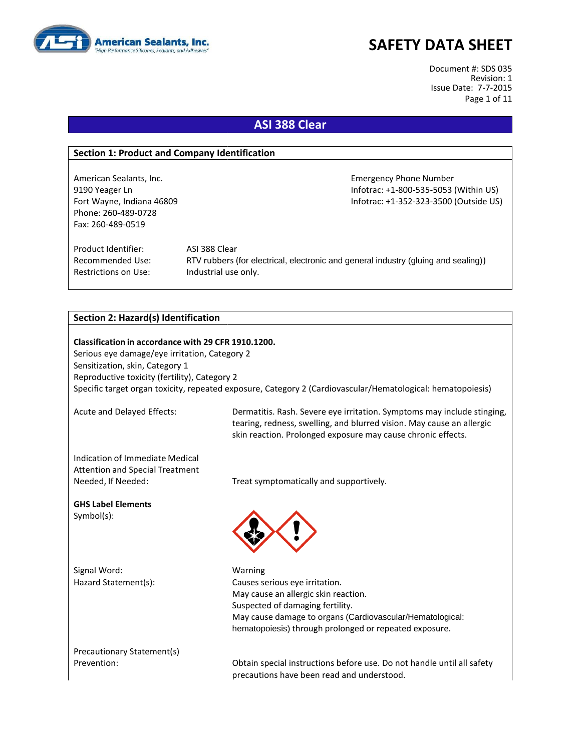# SAFETY DATA SHEET

Document #: SDS 035
Revision: 1
Issue Date: 7-7-2015

## ASI 388 Clear

### Section 1: Product and Company Identification

American Sealants, Inc.
9190 Yeager Ln
Fort Wayne, Indiana 46809
Phone: 260-489-0728
Fax: 260-489-0519

Emergency Phone Number
Infotrac: +1-800-535-5053 (Within US)
Infotrac: +1-352-323-3500 (Outside US)

| | |
|---|---|
| Product Identifier: | ASI 388 Clear |
| Recommended Use: | RTV rubbers (for electrical, electronic and general industry (gluing and sealing)) |
| Restrictions on Use: | Industrial use only. |

### Section 2: Hazard(s) Identification

**Classification in accordance with 29 CFR 1910.1200.**
Serious eye damage/eye irritation, Category 2
Sensitization, skin, Category 1
Reproductive toxicity (fertility), Category 2
Specific target organ toxicity, repeated exposure, Category 2 (Cardiovascular/Hematological: hematopoiesis)

Acute and Delayed Effects: Dermatitis. Rash. Severe eye irritation. Symptoms may include stinging, tearing, redness, swelling, and blurred vision. May cause an allergic skin reaction. Prolonged exposure may cause chronic effects.

Indication of Immediate Medical Attention and Special Treatment Needed, If Needed: Treat symptomatically and supportively.

**GHS Label Elements**
Symbol(s):

Signal Word: Warning

Hazard Statement(s):
Causes serious eye irritation.
May cause an allergic skin reaction.
Suspected of damaging fertility.
May cause damage to organs (Cardiovascular/Hematological: hematopoiesis) through prolonged or repeated exposure.

Precautionary Statement(s)
Prevention: Obtain special instructions before use. Do not handle until all safety precautions have been read and understood.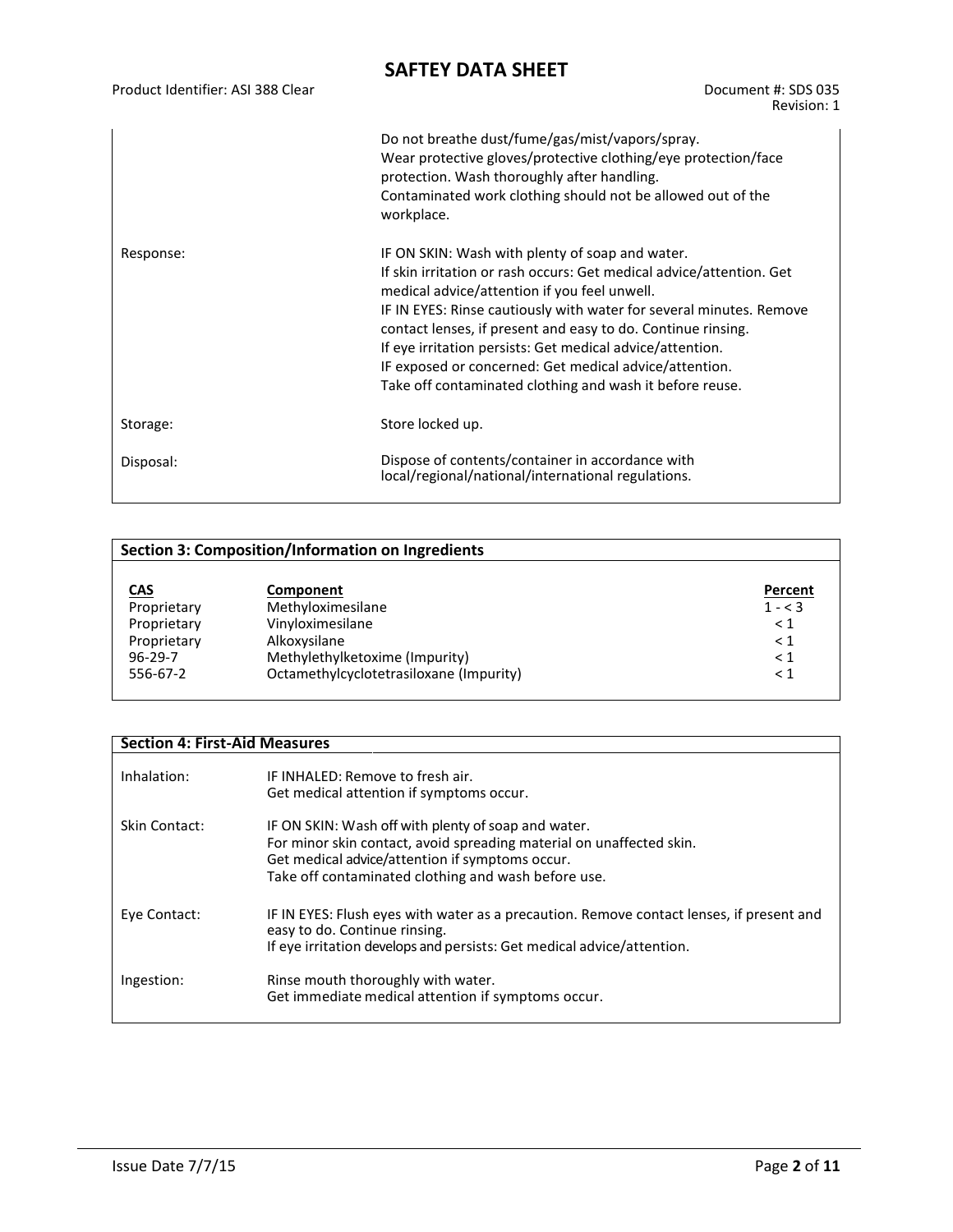| | |
|---|---|
| | Do not breathe dust/fume/gas/mist/vapors/spray.<br>Wear protective gloves/protective clothing/eye protection/face protection. Wash thoroughly after handling.<br>Contaminated work clothing should not be allowed out of the workplace. |
| Response: | IF ON SKIN: Wash with plenty of soap and water.<br>If skin irritation or rash occurs: Get medical advice/attention. Get medical advice/attention if you feel unwell.<br>IF IN EYES: Rinse cautiously with water for several minutes. Remove contact lenses, if present and easy to do. Continue rinsing.<br>If eye irritation persists: Get medical advice/attention.<br>IF exposed or concerned: Get medical advice/attention.<br>Take off contaminated clothing and wash it before reuse. |
| Storage: | Store locked up. |
| Disposal: | Dispose of contents/container in accordance with local/regional/national/international regulations. |

## Section 3: Composition/Information on Ingredients

| CAS | Component | Percent |
|---|---|---|
| Proprietary | Methyloximesilane | 1 - < 3 |
| Proprietary | Vinyloximesilane | < 1 |
| Proprietary | Alkoxysilane | < 1 |
| 96-29-7 | Methylethylketoxime (Impurity) | < 1 |
| 556-67-2 | Octamethylcyclotetrasiloxane (Impurity) | < 1 |

## Section 4: First-Aid Measures

| | |
|---|---|
| Inhalation: | IF INHALED: Remove to fresh air.<br>Get medical attention if symptoms occur. |
| Skin Contact: | IF ON SKIN: Wash off with plenty of soap and water.<br>For minor skin contact, avoid spreading material on unaffected skin.<br>Get medical advice/attention if symptoms occur.<br>Take off contaminated clothing and wash before use. |
| Eye Contact: | IF IN EYES: Flush eyes with water as a precaution. Remove contact lenses, if present and easy to do. Continue rinsing.<br>If eye irritation develops and persists: Get medical advice/attention. |
| Ingestion: | Rinse mouth thoroughly with water.<br>Get immediate medical attention if symptoms occur. |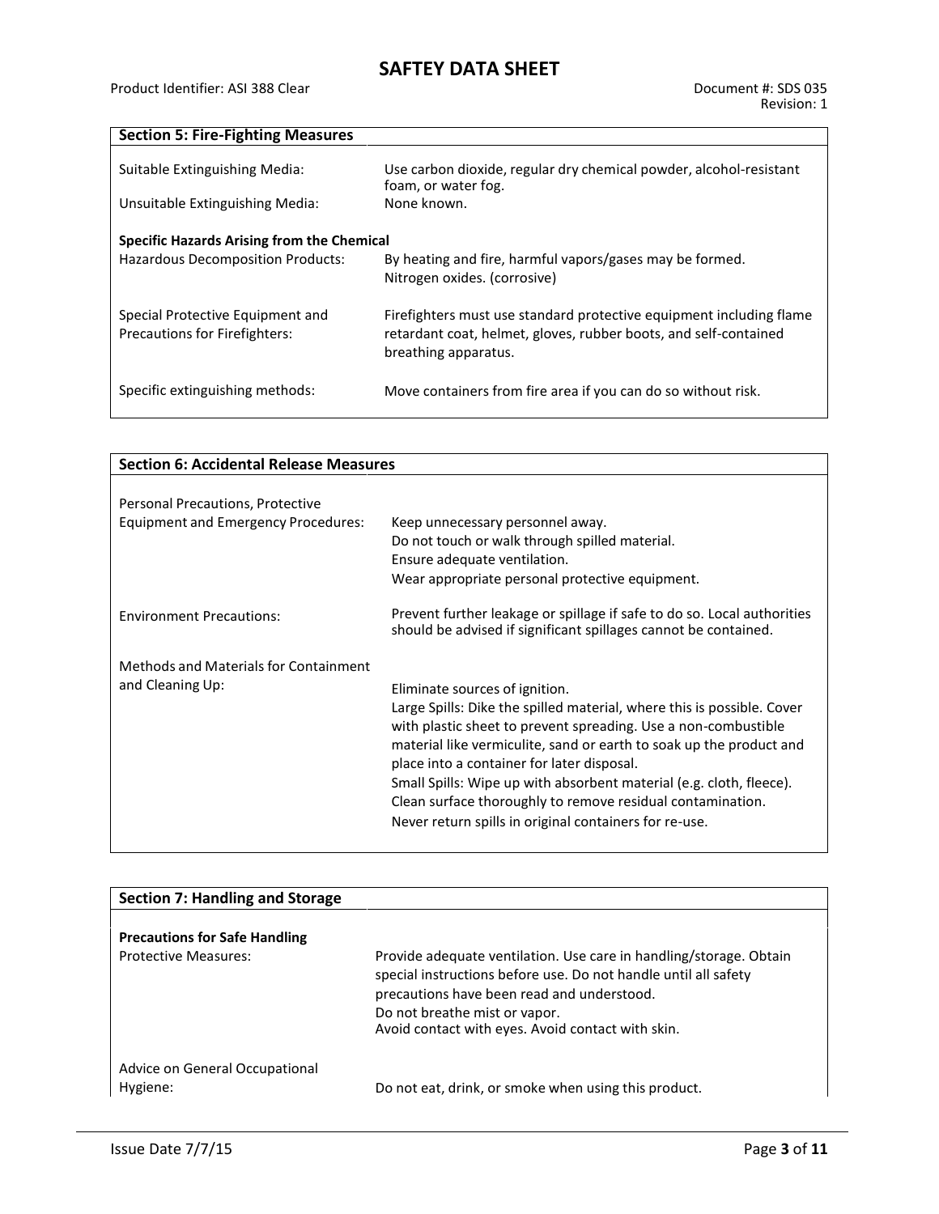## Section 5: Fire-Fighting Measures

| | |
|---|---|
| Suitable Extinguishing Media: | Use carbon dioxide, regular dry chemical powder, alcohol-resistant foam, or water fog. |
| Unsuitable Extinguishing Media: | None known. |

**Specific Hazards Arising from the Chemical**

| | |
|---|---|
| Hazardous Decomposition Products: | By heating and fire, harmful vapors/gases may be formed. Nitrogen oxides. (corrosive) |
| Special Protective Equipment and Precautions for Firefighters: | Firefighters must use standard protective equipment including flame retardant coat, helmet, gloves, rubber boots, and self-contained breathing apparatus. |
| Specific extinguishing methods: | Move containers from fire area if you can do so without risk. |

## Section 6: Accidental Release Measures

| | |
|---|---|
| Personal Precautions, Protective Equipment and Emergency Procedures: | Keep unnecessary personnel away.<br>Do not touch or walk through spilled material.<br>Ensure adequate ventilation.<br>Wear appropriate personal protective equipment. |
| Environment Precautions: | Prevent further leakage or spillage if safe to do so. Local authorities should be advised if significant spillages cannot be contained. |
| Methods and Materials for Containment and Cleaning Up: | Eliminate sources of ignition.<br>Large Spills: Dike the spilled material, where this is possible. Cover with plastic sheet to prevent spreading. Use a non-combustible material like vermiculite, sand or earth to soak up the product and place into a container for later disposal.<br>Small Spills: Wipe up with absorbent material (e.g. cloth, fleece). Clean surface thoroughly to remove residual contamination.<br>Never return spills in original containers for re-use. |

## Section 7: Handling and Storage

**Precautions for Safe Handling**

| | |
|---|---|
| Protective Measures: | Provide adequate ventilation. Use care in handling/storage. Obtain special instructions before use. Do not handle until all safety precautions have been read and understood.<br>Do not breathe mist or vapor.<br>Avoid contact with eyes. Avoid contact with skin. |
| Advice on General Occupational Hygiene: | Do not eat, drink, or smoke when using this product. |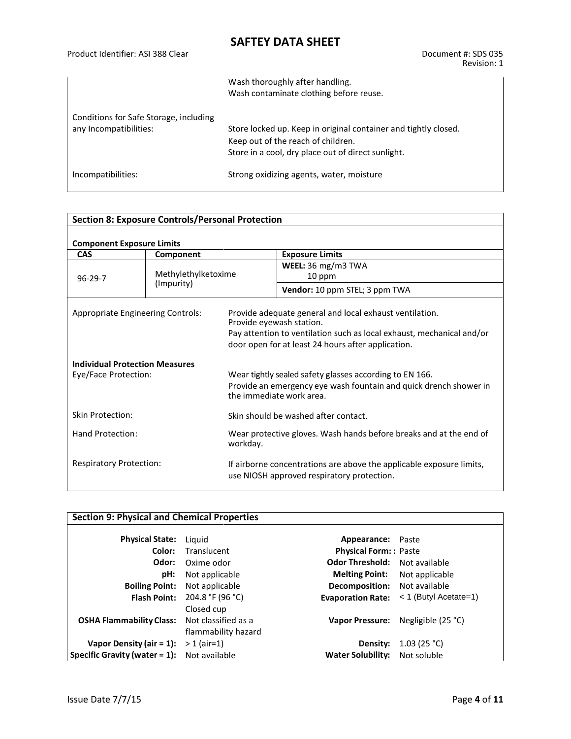| | |
|---|---|
| | Wash thoroughly after handling.<br>Wash contaminate clothing before reuse. |
| Conditions for Safe Storage, including any Incompatibilities: | Store locked up. Keep in original container and tightly closed.<br>Keep out of the reach of children.<br>Store in a cool, dry place out of direct sunlight. |
| Incompatibilities: | Strong oxidizing agents, water, moisture |

## Section 8: Exposure Controls/Personal Protection

**Component Exposure Limits**

| CAS | Component | Exposure Limits |
|---|---|---|
| 96-29-7 | Methylethylketoxime (Impurity) | **WEEL:** 36 mg/m3 TWA<br>10 ppm |
| | | **Vendor:** 10 ppm STEL; 3 ppm TWA |

| | |
|---|---|
| Appropriate Engineering Controls: | Provide adequate general and local exhaust ventilation.<br>Provide eyewash station.<br>Pay attention to ventilation such as local exhaust, mechanical and/or door open for at least 24 hours after application. |

**Individual Protection Measures**

| | |
|---|---|
| Eye/Face Protection: | Wear tightly sealed safety glasses according to EN 166.<br>Provide an emergency eye wash fountain and quick drench shower in the immediate work area. |
| Skin Protection: | Skin should be washed after contact. |
| Hand Protection: | Wear protective gloves. Wash hands before breaks and at the end of workday. |
| Respiratory Protection: | If airborne concentrations are above the applicable exposure limits, use NIOSH approved respiratory protection. |

## Section 9: Physical and Chemical Properties

| | | | |
|---|---|---|---|
| **Physical State:** | Liquid | **Appearance:** | Paste |
| **Color:** | Translucent | **Physical Form:** | : Paste |
| **Odor:** | Oxime odor | **Odor Threshold:** | Not available |
| **pH:** | Not applicable | **Melting Point:** | Not applicable |
| **Boiling Point:** | Not applicable | **Decomposition:** | Not available |
| **Flash Point:** | 204.8 °F (96 °C) Closed cup | **Evaporation Rate:** | < 1 (Butyl Acetate=1) |
| **OSHA Flammability Class:** | Not classified as a flammability hazard | **Vapor Pressure:** | Negligible (25 °C) |
| **Vapor Density (air = 1):** | > 1 (air=1) | **Density:** | 1.03 (25 °C) |
| **Specific Gravity (water = 1):** | Not available | **Water Solubility:** | Not soluble |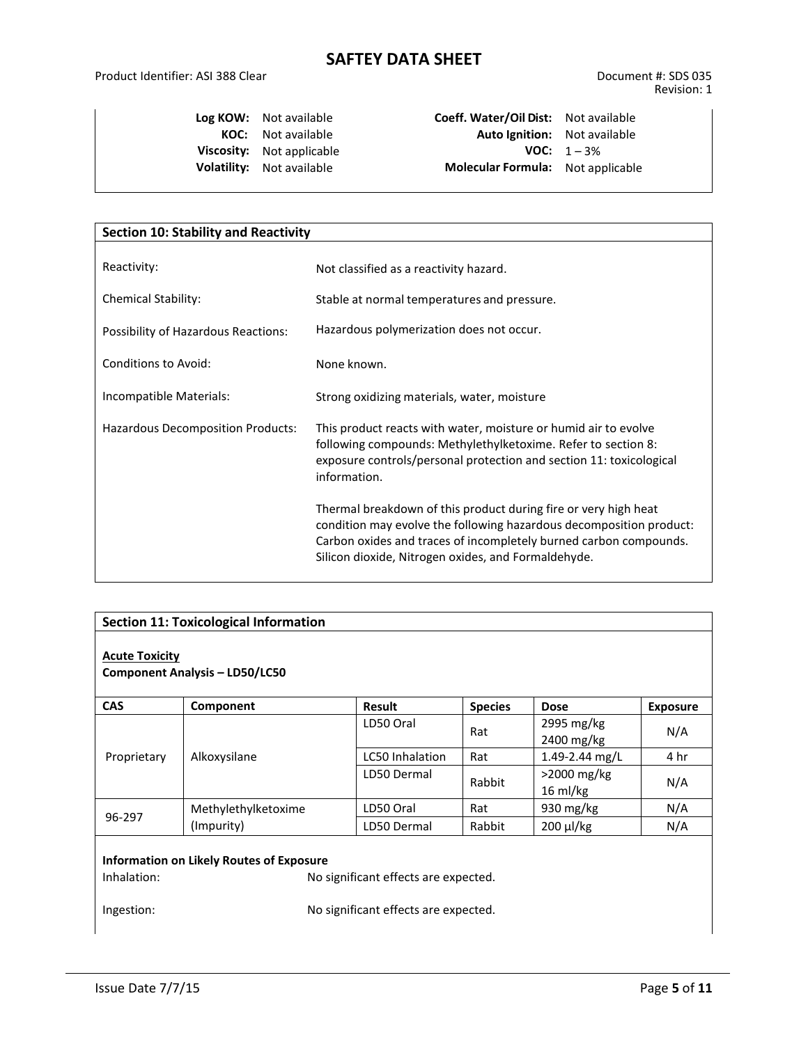| | | | |
|---|---|---|---|
| **Log KOW:** | Not available | **Coeff. Water/Oil Dist:** | Not available |
| **KOC:** | Not available | **Auto Ignition:** | Not available |
| **Viscosity:** | Not applicable | **VOC:** | 1 – 3% |
| **Volatility:** | Not available | **Molecular Formula:** | Not applicable |

## Section 10: Stability and Reactivity

| | |
|---|---|
| Reactivity: | Not classified as a reactivity hazard. |
| Chemical Stability: | Stable at normal temperatures and pressure. |
| Possibility of Hazardous Reactions: | Hazardous polymerization does not occur. |
| Conditions to Avoid: | None known. |
| Incompatible Materials: | Strong oxidizing materials, water, moisture |
| Hazardous Decomposition Products: | This product reacts with water, moisture or humid air to evolve following compounds: Methylethylketoxime. Refer to section 8: exposure controls/personal protection and section 11: toxicological information.<br><br>Thermal breakdown of this product during fire or very high heat condition may evolve the following hazardous decomposition product: Carbon oxides and traces of incompletely burned carbon compounds. Silicon dioxide, Nitrogen oxides, and Formaldehyde. |

## Section 11: Toxicological Information

**Acute Toxicity**

**Component Analysis – LD50/LC50**

| CAS | Component | Result | Species | Dose | Exposure |
|---|---|---|---|---|---|
| Proprietary | Alkoxysilane | LD50 Oral | Rat | 2995 mg/kg<br>2400 mg/kg | N/A |
| | | LC50 Inhalation | Rat | 1.49-2.44 mg/L | 4 hr |
| | | LD50 Dermal | Rabbit | >2000 mg/kg<br>16 ml/kg | N/A |
| 96-297 | Methylethylketoxime (Impurity) | LD50 Oral | Rat | 930 mg/kg | N/A |
| | | LD50 Dermal | Rabbit | 200 µl/kg | N/A |

**Information on Likely Routes of Exposure**

| | |
|---|---|
| Inhalation: | No significant effects are expected. |
| Ingestion: | No significant effects are expected. |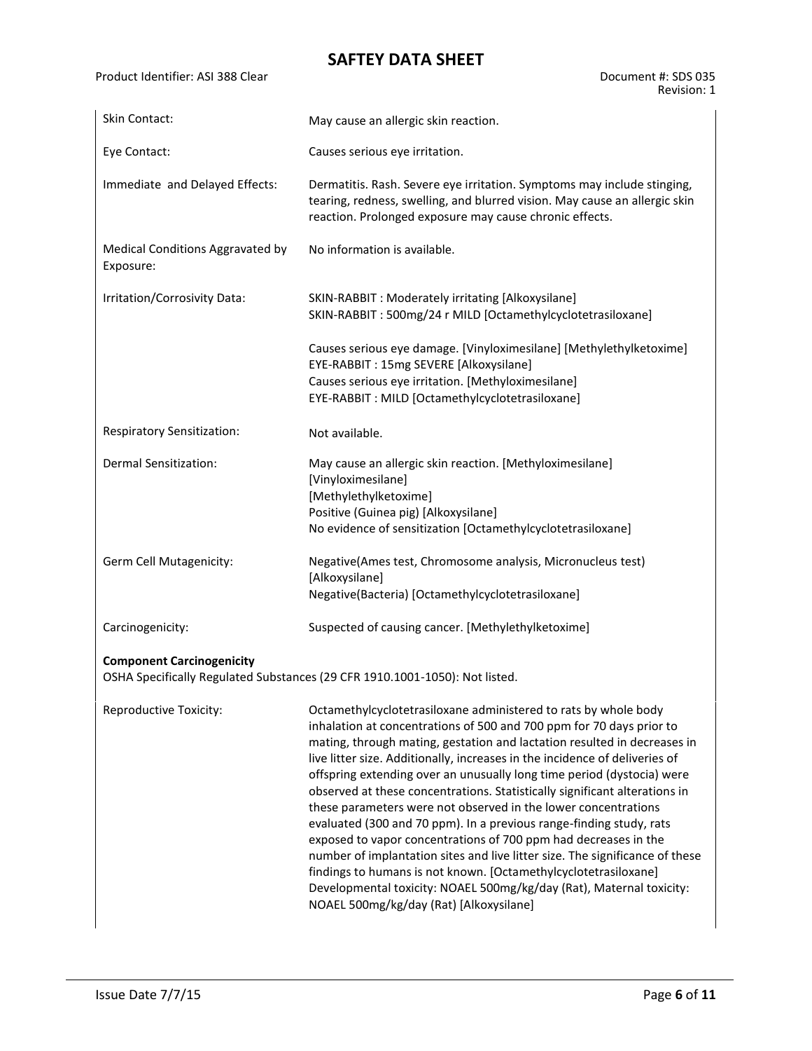| | |
|---|---|
| Skin Contact: | May cause an allergic skin reaction. |
| Eye Contact: | Causes serious eye irritation. |
| Immediate and Delayed Effects: | Dermatitis. Rash. Severe eye irritation. Symptoms may include stinging, tearing, redness, swelling, and blurred vision. May cause an allergic skin reaction. Prolonged exposure may cause chronic effects. |
| Medical Conditions Aggravated by Exposure: | No information is available. |
| Irritation/Corrosivity Data: | SKIN-RABBIT : Moderately irritating [Alkoxysilane]<br>SKIN-RABBIT : 500mg/24 r MILD [Octamethylcyclotetrasiloxane]<br><br>Causes serious eye damage. [Vinyloximesilane] [Methylethylketoxime]<br>EYE-RABBIT : 15mg SEVERE [Alkoxysilane]<br>Causes serious eye irritation. [Methyloximesilane]<br>EYE-RABBIT : MILD [Octamethylcyclotetrasiloxane] |
| Respiratory Sensitization: | Not available. |
| Dermal Sensitization: | May cause an allergic skin reaction. [Methyloximesilane]<br>[Vinyloximesilane]<br>[Methylethylketoxime]<br>Positive (Guinea pig) [Alkoxysilane]<br>No evidence of sensitization [Octamethylcyclotetrasiloxane] |
| Germ Cell Mutagenicity: | Negative(Ames test, Chromosome analysis, Micronucleus test) [Alkoxysilane]<br>Negative(Bacteria) [Octamethylcyclotetrasiloxane] |
| Carcinogenicity: | Suspected of causing cancer. [Methylethylketoxime] |

**Component Carcinogenicity**

OSHA Specifically Regulated Substances (29 CFR 1910.1001-1050): Not listed.

| | |
|---|---|
| Reproductive Toxicity: | Octamethylcyclotetrasiloxane administered to rats by whole body inhalation at concentrations of 500 and 700 ppm for 70 days prior to mating, through mating, gestation and lactation resulted in decreases in live litter size. Additionally, increases in the incidence of deliveries of offspring extending over an unusually long time period (dystocia) were observed at these concentrations. Statistically significant alterations in these parameters were not observed in the lower concentrations evaluated (300 and 70 ppm). In a previous range-finding study, rats exposed to vapor concentrations of 700 ppm had decreases in the number of implantation sites and live litter size. The significance of these findings to humans is not known. [Octamethylcyclotetrasiloxane]<br>Developmental toxicity: NOAEL 500mg/kg/day (Rat), Maternal toxicity: NOAEL 500mg/kg/day (Rat) [Alkoxysilane] |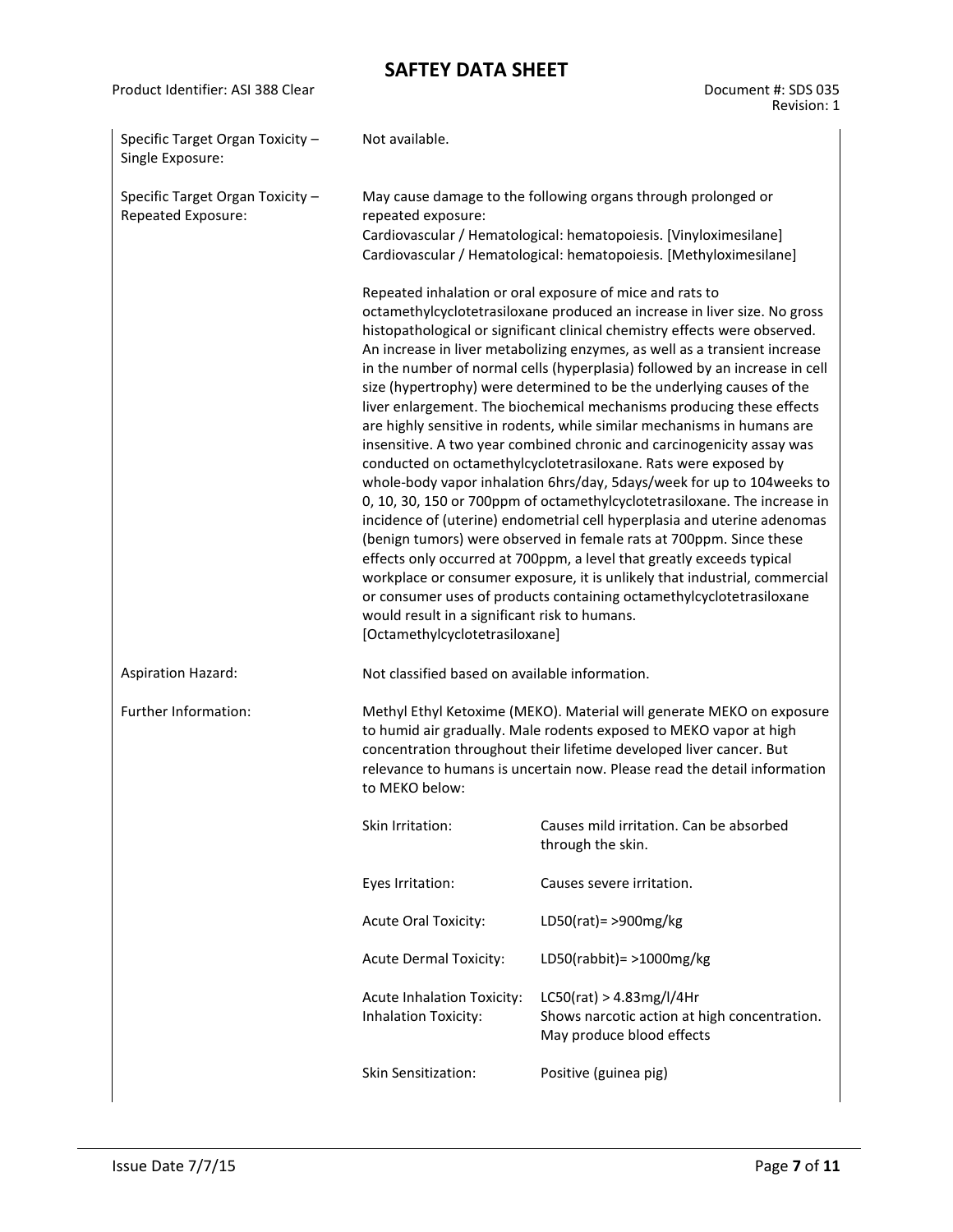| | |
|---|---|
| Specific Target Organ Toxicity – Single Exposure: | Not available. |
| Specific Target Organ Toxicity – Repeated Exposure: | May cause damage to the following organs through prolonged or repeated exposure: Cardiovascular / Hematological: hematopoiesis. [Vinyloximesilane] Cardiovascular / Hematological: hematopoiesis. [Methyloximesilane] |
| | Repeated inhalation or oral exposure of mice and rats to octamethylcyclotetrasiloxane produced an increase in liver size. No gross histopathological or significant clinical chemistry effects were observed. An increase in liver metabolizing enzymes, as well as a transient increase in the number of normal cells (hyperplasia) followed by an increase in cell size (hypertrophy) were determined to be the underlying causes of the liver enlargement. The biochemical mechanisms producing these effects are highly sensitive in rodents, while similar mechanisms in humans are insensitive. A two year combined chronic and carcinogenicity assay was conducted on octamethylcyclotetrasiloxane. Rats were exposed by whole-body vapor inhalation 6hrs/day, 5days/week for up to 104weeks to 0, 10, 30, 150 or 700ppm of octamethylcyclotetrasiloxane. The increase in incidence of (uterine) endometrial cell hyperplasia and uterine adenomas (benign tumors) were observed in female rats at 700ppm. Since these effects only occurred at 700ppm, a level that greatly exceeds typical workplace or consumer exposure, it is unlikely that industrial, commercial or consumer uses of products containing octamethylcyclotetrasiloxane would result in a significant risk to humans. [Octamethylcyclotetrasiloxane] |
| Aspiration Hazard: | Not classified based on available information. |
| Further Information: | Methyl Ethyl Ketoxime (MEKO). Material will generate MEKO on exposure to humid air gradually. Male rodents exposed to MEKO vapor at high concentration throughout their lifetime developed liver cancer. But relevance to humans is uncertain now. Please read the detail information to MEKO below: |

| | |
|---|---|
| Skin Irritation: | Causes mild irritation. Can be absorbed through the skin. |
| Eyes Irritation: | Causes severe irritation. |
| Acute Oral Toxicity: | LD50(rat)= >900mg/kg |
| Acute Dermal Toxicity: | LD50(rabbit)= >1000mg/kg |
| Acute Inhalation Toxicity: Inhalation Toxicity: | LC50(rat) > 4.83mg/l/4Hr Shows narcotic action at high concentration. May produce blood effects |
| Skin Sensitization: | Positive (guinea pig) |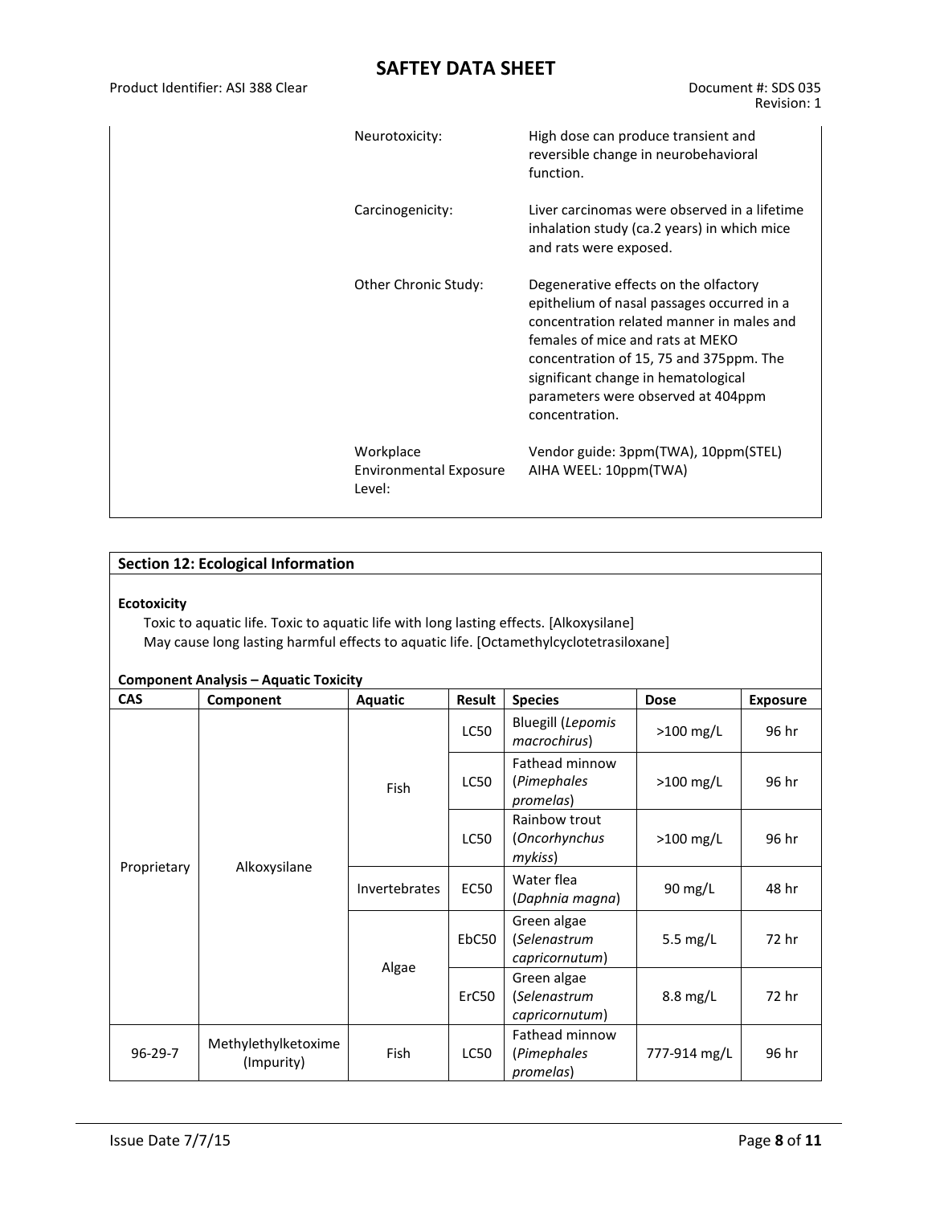| | |
|---|---|
| Neurotoxicity: | High dose can produce transient and reversible change in neurobehavioral function. |
| Carcinogenicity: | Liver carcinomas were observed in a lifetime inhalation study (ca.2 years) in which mice and rats were exposed. |
| Other Chronic Study: | Degenerative effects on the olfactory epithelium of nasal passages occurred in a concentration related manner in males and females of mice and rats at MEKO concentration of 15, 75 and 375ppm. The significant change in hematological parameters were observed at 404ppm concentration. |
| Workplace Environmental Exposure Level: | Vendor guide: 3ppm(TWA), 10ppm(STEL)<br>AIHA WEEL: 10ppm(TWA) |

## Section 12: Ecological Information

**Ecotoxicity**

Toxic to aquatic life. Toxic to aquatic life with long lasting effects. [Alkoxysilane]
May cause long lasting harmful effects to aquatic life. [Octamethylcyclotetrasiloxane]

**Component Analysis – Aquatic Toxicity**

| CAS | Component | Aquatic | Result | Species | Dose | Exposure |
|---|---|---|---|---|---|---|
| Proprietary | Alkoxysilane | Fish | LC50 | Bluegill (*Lepomis macrochirus*) | >100 mg/L | 96 hr |
| | | | LC50 | Fathead minnow (*Pimephales promelas*) | >100 mg/L | 96 hr |
| | | | LC50 | Rainbow trout (*Oncorhynchus mykiss*) | >100 mg/L | 96 hr |
| | | Invertebrates | EC50 | Water flea (*Daphnia magna*) | 90 mg/L | 48 hr |
| | | Algae | EbC50 | Green algae (*Selenastrum capricornutum*) | 5.5 mg/L | 72 hr |
| | | | ErC50 | Green algae (*Selenastrum capricornutum*) | 8.8 mg/L | 72 hr |
| 96-29-7 | Methylethylketoxime (Impurity) | Fish | LC50 | Fathead minnow (*Pimephales promelas*) | 777-914 mg/L | 96 hr |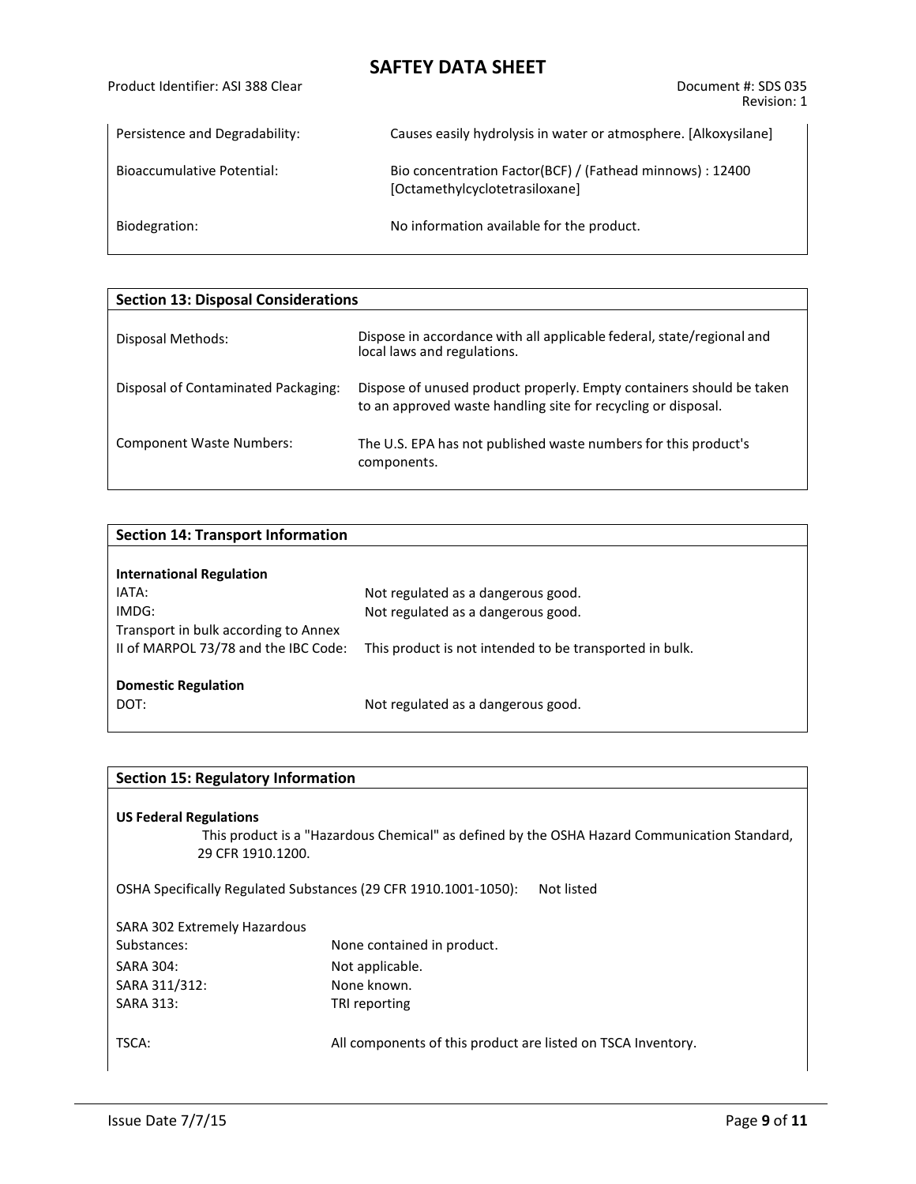| | |
|---|---|
| Persistence and Degradability: | Causes easily hydrolysis in water or atmosphere. [Alkoxysilane] |
| Bioaccumulative Potential: | Bio concentration Factor(BCF) / (Fathead minnows) : 12400 [Octamethylcyclotetrasiloxane] |
| Biodegration: | No information available for the product. |

## Section 13: Disposal Considerations

| | |
|---|---|
| Disposal Methods: | Dispose in accordance with all applicable federal, state/regional and local laws and regulations. |
| Disposal of Contaminated Packaging: | Dispose of unused product properly. Empty containers should be taken to an approved waste handling site for recycling or disposal. |
| Component Waste Numbers: | The U.S. EPA has not published waste numbers for this product's components. |

## Section 14: Transport Information

**International Regulation**

| | |
|---|---|
| IATA: | Not regulated as a dangerous good. |
| IMDG: | Not regulated as a dangerous good. |
| Transport in bulk according to Annex II of MARPOL 73/78 and the IBC Code: | This product is not intended to be transported in bulk. |

**Domestic Regulation**

| | |
|---|---|
| DOT: | Not regulated as a dangerous good. |

## Section 15: Regulatory Information

**US Federal Regulations**

This product is a "Hazardous Chemical" as defined by the OSHA Hazard Communication Standard, 29 CFR 1910.1200.

OSHA Specifically Regulated Substances (29 CFR 1910.1001-1050): Not listed

| | |
|---|---|
| SARA 302 Extremely Hazardous Substances: | None contained in product. |
| SARA 304: | Not applicable. |
| SARA 311/312: | None known. |
| SARA 313: | TRI reporting |
| TSCA: | All components of this product are listed on TSCA Inventory. |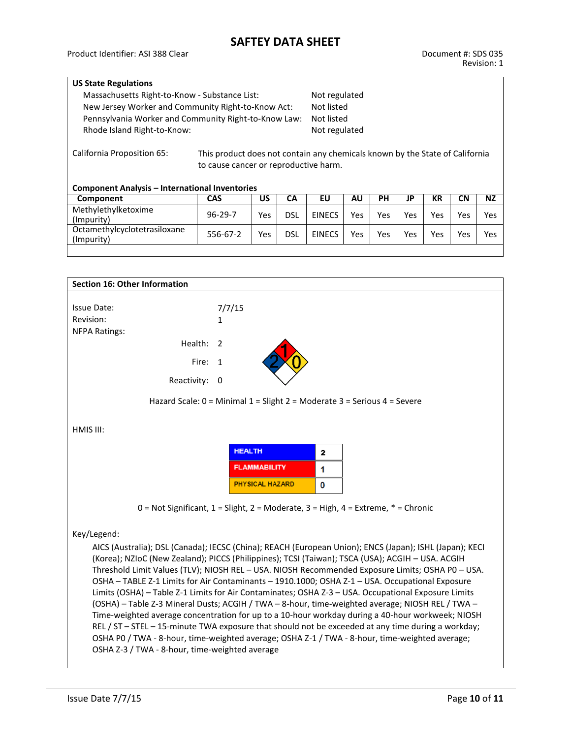# SAFTEY DATA SHEET

Product Identifier: ASI 388 Clear

Document #: SDS 035
Revision: 1

**US State Regulations**

Massachusetts Right-to-Know - Substance List: Not regulated
New Jersey Worker and Community Right-to-Know Act: Not listed
Pennsylvania Worker and Community Right-to-Know Law: Not listed
Rhode Island Right-to-Know: Not regulated

California Proposition 65: This product does not contain any chemicals known by the State of California to cause cancer or reproductive harm.

**Component Analysis – International Inventories**

| Component | CAS | US | CA | EU | AU | PH | JP | KR | CN | NZ |
|---|---|---|---|---|---|---|---|---|---|---|
| Methylethylketoxime (Impurity) | 96-29-7 | Yes | DSL | EINECS | Yes | Yes | Yes | Yes | Yes | Yes |
| Octamethylcyclotetrasiloxane (Impurity) | 556-67-2 | Yes | DSL | EINECS | Yes | Yes | Yes | Yes | Yes | Yes |

## Section 16: Other Information

Issue Date: 7/7/15
Revision: 1
NFPA Ratings:

Health: 2
Fire: 1
Reactivity: 0

Hazard Scale: 0 = Minimal 1 = Slight 2 = Moderate 3 = Serious 4 = Severe

HMIS III:

| HEALTH | 2 |
|---|---|
| FLAMMABILITY | 1 |
| PHYSICAL HAZARD | 0 |

0 = Not Significant, 1 = Slight, 2 = Moderate, 3 = High, 4 = Extreme, * = Chronic

Key/Legend:

AICS (Australia); DSL (Canada); IECSC (China); REACH (European Union); ENCS (Japan); ISHL (Japan); KECI (Korea); NZIoC (New Zealand); PICCS (Philippines); TCSI (Taiwan); TSCA (USA); ACGIH – USA. ACGIH Threshold Limit Values (TLV); NIOSH REL – USA. NIOSH Recommended Exposure Limits; OSHA P0 – USA. OSHA – TABLE Z-1 Limits for Air Contaminants – 1910.1000; OSHA Z-1 – USA. Occupational Exposure Limits (OSHA) – Table Z-1 Limits for Air Contaminates; OSHA Z-3 – USA. Occupational Exposure Limits (OSHA) – Table Z-3 Mineral Dusts; ACGIH / TWA – 8-hour, time-weighted average; NIOSH REL / TWA – Time-weighted average concentration for up to a 10-hour workday during a 40-hour workweek; NIOSH REL / ST – STEL – 15-minute TWA exposure that should not be exceeded at any time during a workday; OSHA P0 / TWA - 8-hour, time-weighted average; OSHA Z-1 / TWA - 8-hour, time-weighted average; OSHA Z-3 / TWA - 8-hour, time-weighted average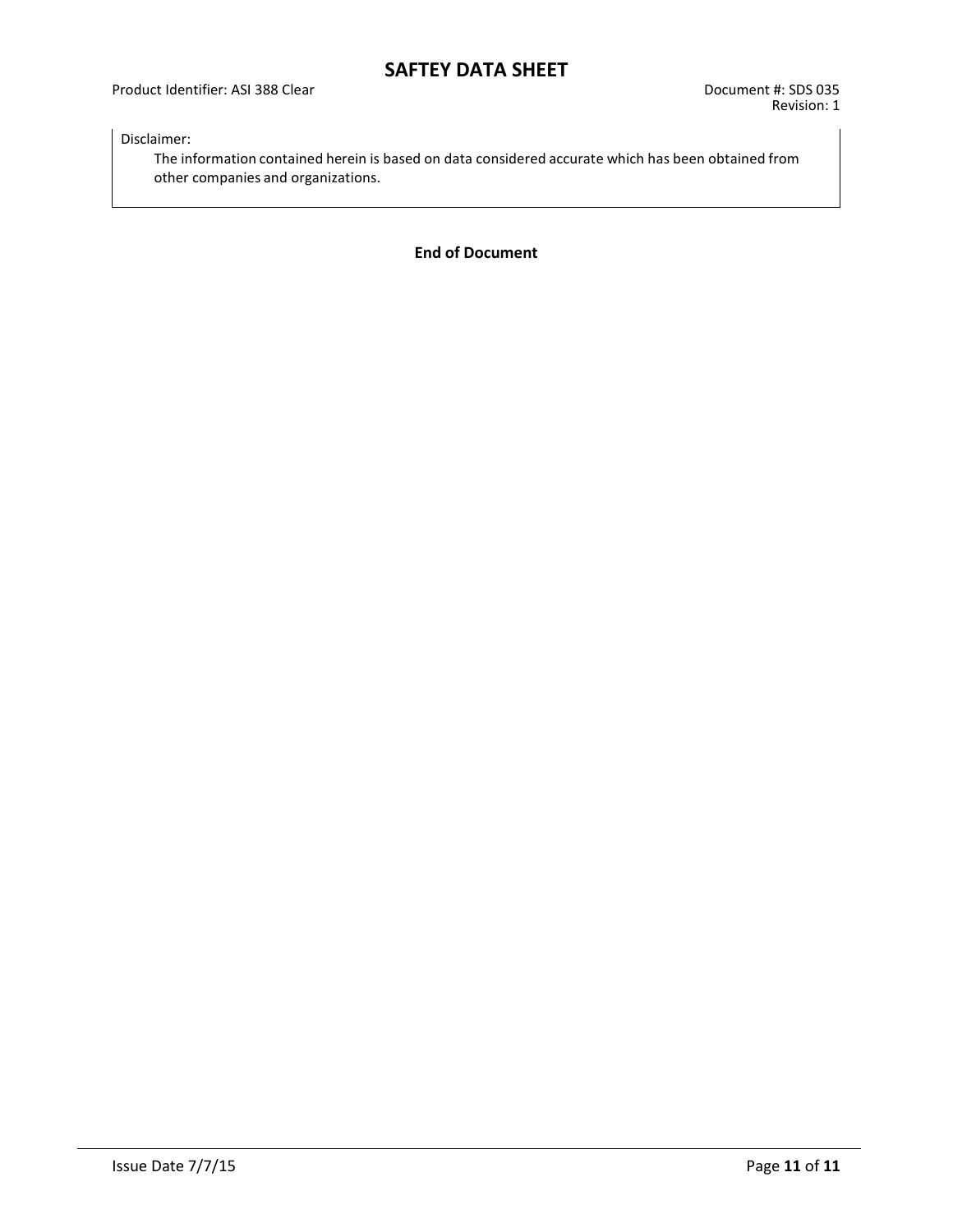Disclaimer:

The information contained herein is based on data considered accurate which has been obtained from other companies and organizations.

**End of Document**